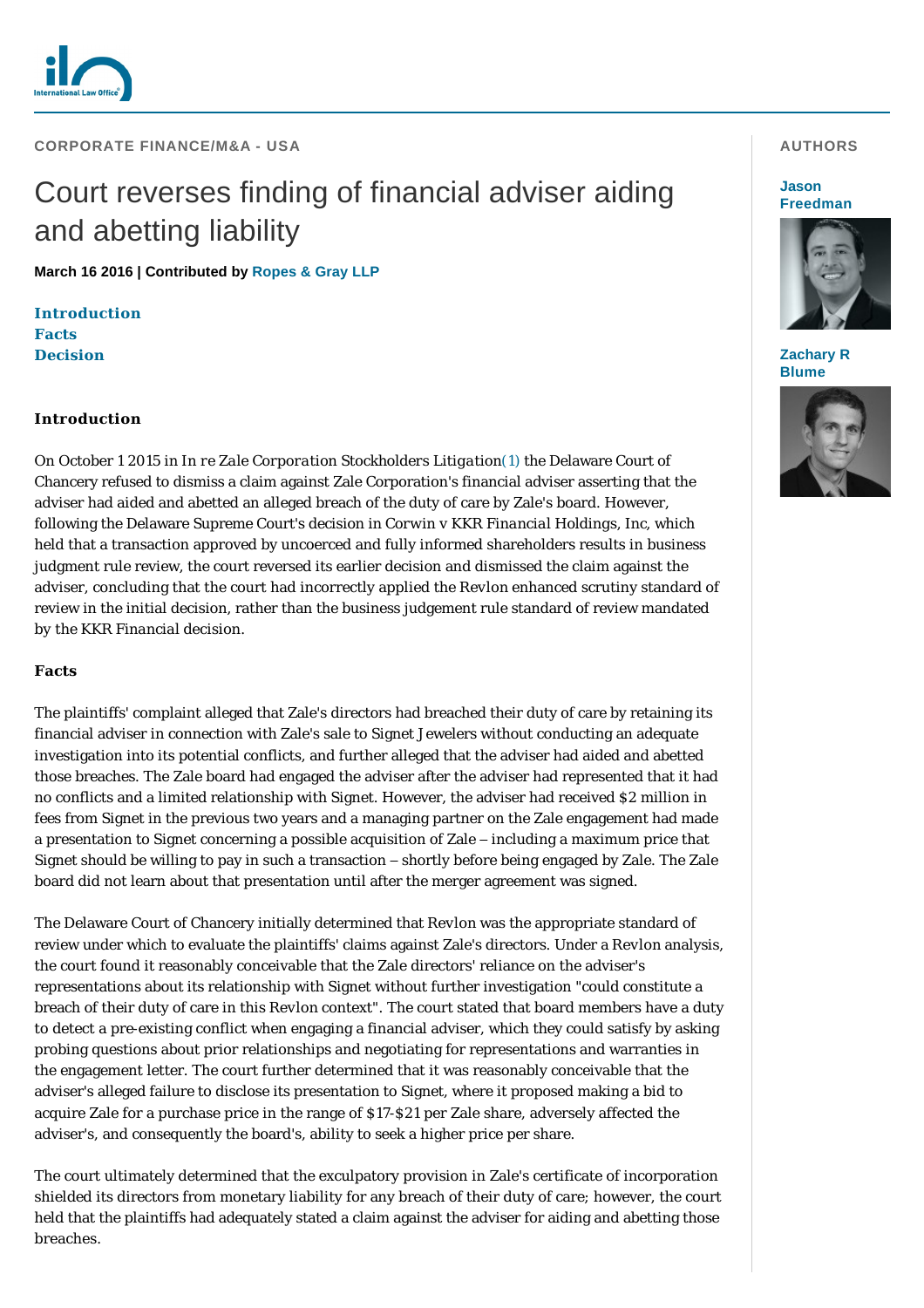CORPORATE FINANCE/M&A - USA

# Court reverses finding of financial adviser aiding and abetting liability

**March 16 2016 | Contributed by Ropes & Gray LLP**

**AUTHORS**

**Jason Freedman**

**Zachary R Blume**

**Introduction**
**Facts**
**Decision**

### Introduction

On October 1 2015 in *In re Zale Corporation Stockholders Litigation*(1) the Delaware Court of Chancery refused to dismiss a claim against Zale Corporation's financial adviser asserting that the adviser had aided and abetted an alleged breach of the duty of care by Zale's board. However, following the Delaware Supreme Court's decision in *Corwin v KKR Financial Holdings, Inc*, which held that a transaction approved by uncoerced and fully informed shareholders results in business judgment rule review, the court reversed its earlier decision and dismissed the claim against the adviser, concluding that the court had incorrectly applied the Revlon enhanced scrutiny standard of review in the initial decision, rather than the business judgement rule standard of review mandated by the *KKR Financial* decision.

### Facts

The plaintiffs' complaint alleged that Zale's directors had breached their duty of care by retaining its financial adviser in connection with Zale's sale to Signet Jewelers without conducting an adequate investigation into its potential conflicts, and further alleged that the adviser had aided and abetted those breaches. The Zale board had engaged the adviser after the adviser had represented that it had no conflicts and a limited relationship with Signet. However, the adviser had received $2 million in fees from Signet in the previous two years and a managing partner on the Zale engagement had made a presentation to Signet concerning a possible acquisition of Zale – including a maximum price that Signet should be willing to pay in such a transaction – shortly before being engaged by Zale. The Zale board did not learn about that presentation until after the merger agreement was signed.

The Delaware Court of Chancery initially determined that Revlon was the appropriate standard of review under which to evaluate the plaintiffs' claims against Zale's directors. Under a Revlon analysis, the court found it reasonably conceivable that the Zale directors' reliance on the adviser's representations about its relationship with Signet without further investigation "could constitute a breach of their duty of care in this Revlon context". The court stated that board members have a duty to detect a pre-existing conflict when engaging a financial adviser, which they could satisfy by asking probing questions about prior relationships and negotiating for representations and warranties in the engagement letter. The court further determined that it was reasonably conceivable that the adviser's alleged failure to disclose its presentation to Signet, where it proposed making a bid to acquire Zale for a purchase price in the range of $17-$21 per Zale share, adversely affected the adviser's, and consequently the board's, ability to seek a higher price per share.

The court ultimately determined that the exculpatory provision in Zale's certificate of incorporation shielded its directors from monetary liability for any breach of their duty of care; however, the court held that the plaintiffs had adequately stated a claim against the adviser for aiding and abetting those breaches.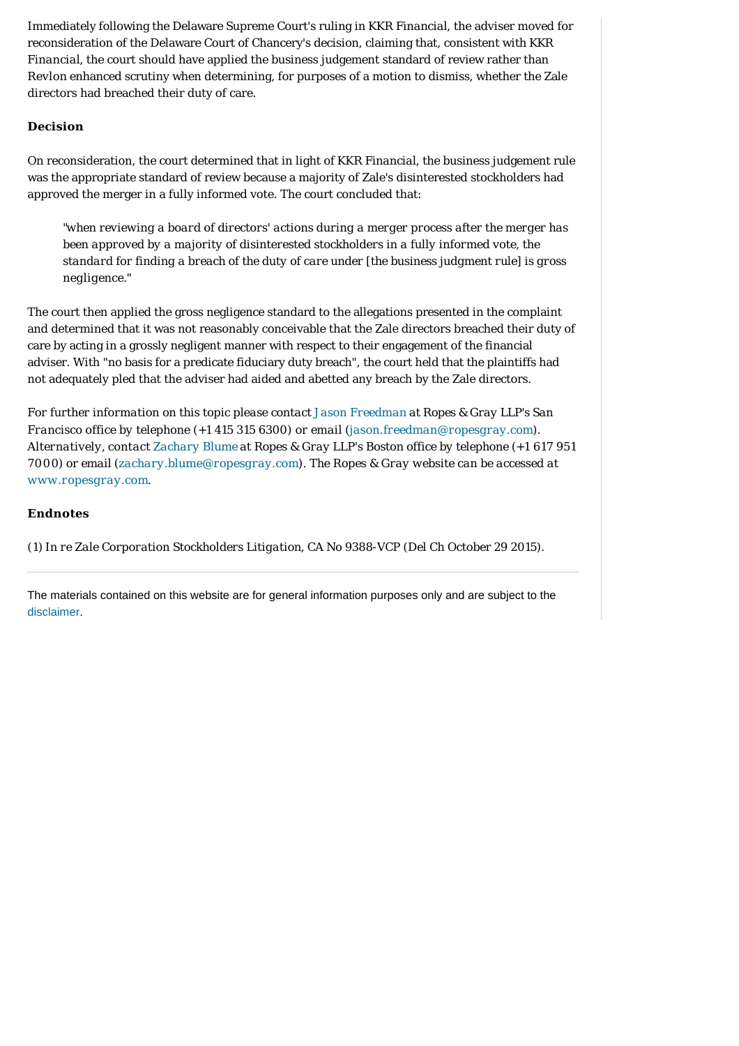Immediately following the Delaware Supreme Court's ruling in KKR Financial, the adviser moved for reconsideration of the Delaware Court of Chancery's decision, claiming that, consistent with KKR Financial, the court should have applied the business judgement standard of review rather than Revlon enhanced scrutiny when determining, for purposes of a motion to dismiss, whether the Zale directors had breached their duty of care.

## Decision

On reconsideration, the court determined that in light of KKR Financial, the business judgement rule was the appropriate standard of review because a majority of Zale's disinterested stockholders had approved the merger in a fully informed vote. The court concluded that:

> "when reviewing a board of directors' actions during a merger process after the merger has been approved by a majority of disinterested stockholders in a fully informed vote, the standard for finding a breach of the duty of care under [the business judgment rule] is gross negligence."

The court then applied the gross negligence standard to the allegations presented in the complaint and determined that it was not reasonably conceivable that the Zale directors breached their duty of care by acting in a grossly negligent manner with respect to their engagement of the financial adviser. With "no basis for a predicate fiduciary duty breach", the court held that the plaintiffs had not adequately pled that the adviser had aided and abetted any breach by the Zale directors.

*For further information on this topic please contact* Jason Freedman *at Ropes & Gray LLP's San Francisco office by telephone (+1 415 315 6300) or email (*jason.freedman@ropesgray.com*). Alternatively, contact* Zachary Blume *at Ropes & Gray LLP's Boston office by telephone (+1 617 951 7000) or email (*zachary.blume@ropesgray.com*). The Ropes & Gray website can be accessed at* www.ropesgray.com*.*

## Endnotes

(1) *In re Zale Corporation Stockholders Litigation*, CA No 9388-VCP (Del Ch October 29 2015).

---

The materials contained on this website are for general information purposes only and are subject to the disclaimer.